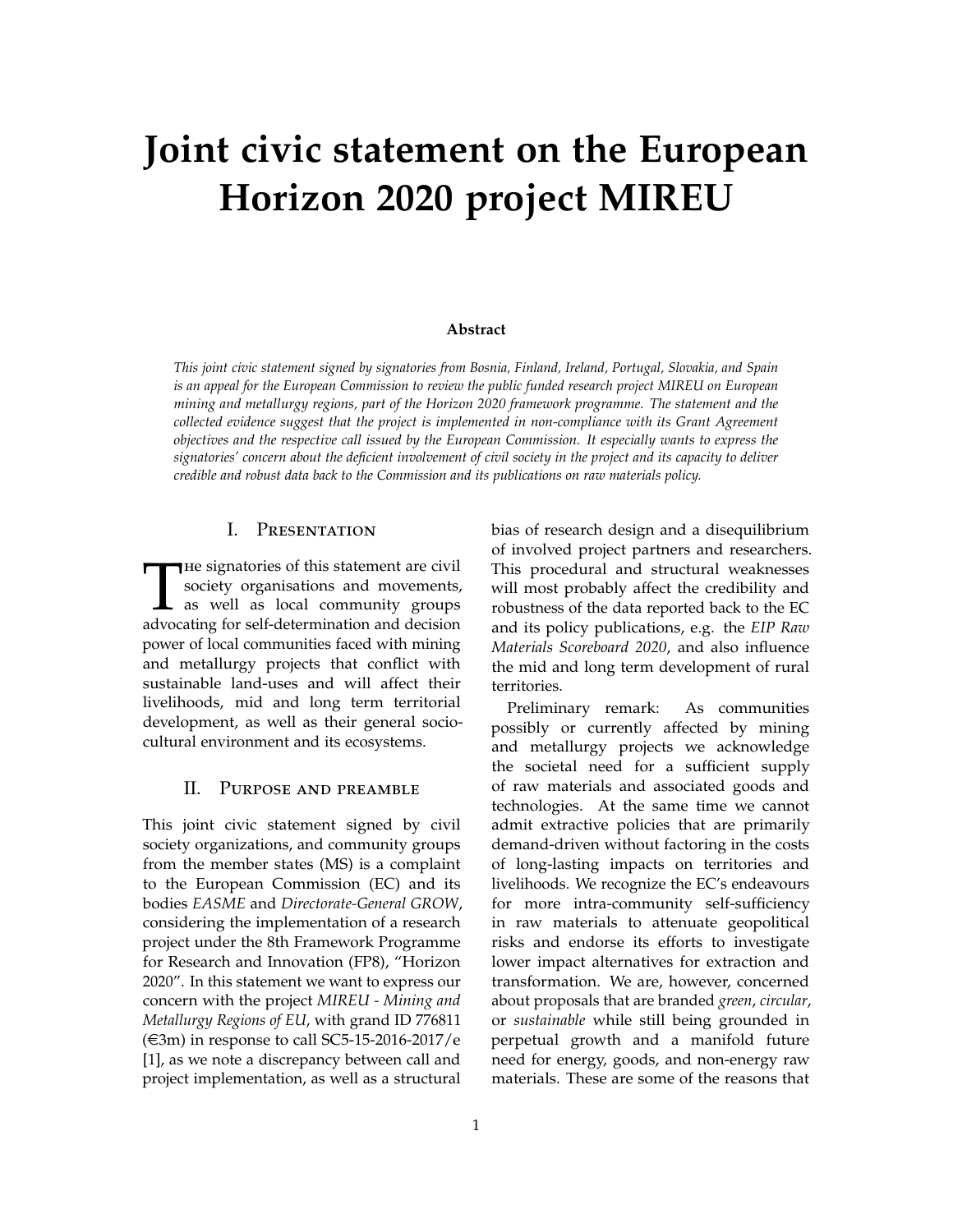# Joint civic statement on the European Horizon 2020 project MIREU

**Abstract**

*This joint civic statement signed by signatories from Bosnia, Finland, Ireland, Portugal, Slovakia, and Spain is an appeal for the European Commission to review the public funded research project MIREU on European mining and metallurgy regions, part of the Horizon 2020 framework programme. The statement and the collected evidence suggest that the project is implemented in non-compliance with its Grant Agreement objectives and the respective call issued by the European Commission. It especially wants to express the signatories' concern about the deficient involvement of civil society in the project and its capacity to deliver credible and robust data back to the Commission and its publications on raw materials policy.*

## I. Presentation

The signatories of this statement are civil society organisations and movements, as well as local community groups advocating for self-determination and decision power of local communities faced with mining and metallurgy projects that conflict with sustainable land-uses and will affect their livelihoods, mid and long term territorial development, as well as their general socio-cultural environment and its ecosystems.

## II. Purpose and preamble

This joint civic statement signed by civil society organizations, and community groups from the member states (MS) is a complaint to the European Commission (EC) and its bodies *EASME* and *Directorate-General GROW*, considering the implementation of a research project under the 8th Framework Programme for Research and Innovation (FP8), "Horizon 2020". In this statement we want to express our concern with the project *MIREU - Mining and Metallurgy Regions of EU*, with grand ID 776811 (€3m) in response to call SC5-15-2016-2017/e [1], as we note a discrepancy between call and project implementation, as well as a structural bias of research design and a disequilibrium of involved project partners and researchers. This procedural and structural weaknesses will most probably affect the credibility and robustness of the data reported back to the EC and its policy publications, e.g. the *EIP Raw Materials Scoreboard 2020*, and also influence the mid and long term development of rural territories.

Preliminary remark: As communities possibly or currently affected by mining and metallurgy projects we acknowledge the societal need for a sufficient supply of raw materials and associated goods and technologies. At the same time we cannot admit extractive policies that are primarily demand-driven without factoring in the costs of long-lasting impacts on territories and livelihoods. We recognize the EC's endeavours for more intra-community self-sufficiency in raw materials to attenuate geopolitical risks and endorse its efforts to investigate lower impact alternatives for extraction and transformation. We are, however, concerned about proposals that are branded *green*, *circular*, or *sustainable* while still being grounded in perpetual growth and a manifold future need for energy, goods, and non-energy raw materials. These are some of the reasons that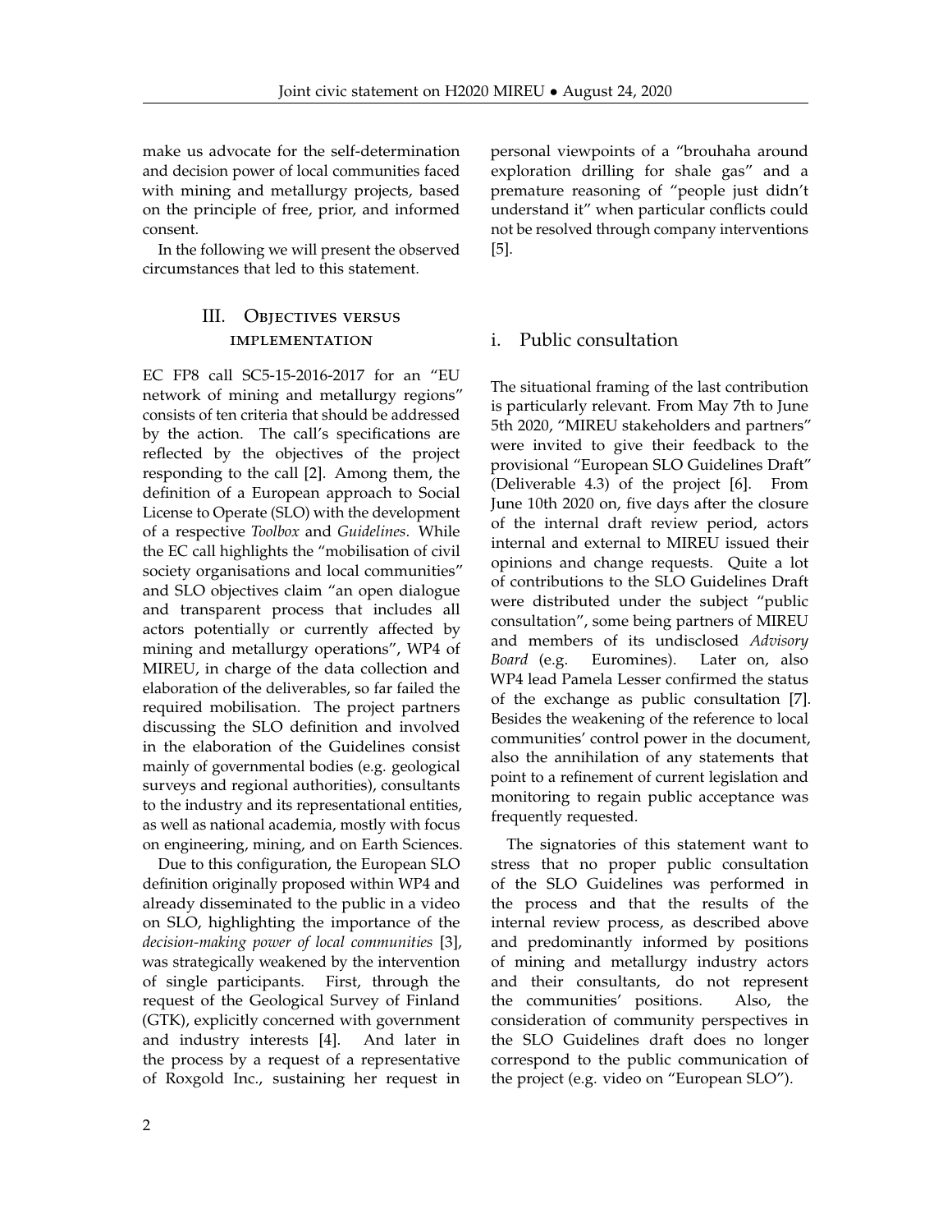make us advocate for the self-determination and decision power of local communities faced with mining and metallurgy projects, based on the principle of free, prior, and informed consent.

In the following we will present the observed circumstances that led to this statement.

## III. Objectives versus implementation

EC FP8 call SC5-15-2016-2017 for an "EU network of mining and metallurgy regions" consists of ten criteria that should be addressed by the action. The call's specifications are reflected by the objectives of the project responding to the call [2]. Among them, the definition of a European approach to Social License to Operate (SLO) with the development of a respective *Toolbox* and *Guidelines*. While the EC call highlights the "mobilisation of civil society organisations and local communities" and SLO objectives claim "an open dialogue and transparent process that includes all actors potentially or currently affected by mining and metallurgy operations", WP4 of MIREU, in charge of the data collection and elaboration of the deliverables, so far failed the required mobilisation. The project partners discussing the SLO definition and involved in the elaboration of the Guidelines consist mainly of governmental bodies (e.g. geological surveys and regional authorities), consultants to the industry and its representational entities, as well as national academia, mostly with focus on engineering, mining, and on Earth Sciences.

Due to this configuration, the European SLO definition originally proposed within WP4 and already disseminated to the public in a video on SLO, highlighting the importance of the *decision-making power of local communities* [3], was strategically weakened by the intervention of single participants. First, through the request of the Geological Survey of Finland (GTK), explicitly concerned with government and industry interests [4]. And later in the process by a request of a representative of Roxgold Inc., sustaining her request in personal viewpoints of a "brouhaha around exploration drilling for shale gas" and a premature reasoning of "people just didn't understand it" when particular conflicts could not be resolved through company interventions [5].

### i. Public consultation

The situational framing of the last contribution is particularly relevant. From May 7th to June 5th 2020, "MIREU stakeholders and partners" were invited to give their feedback to the provisional "European SLO Guidelines Draft" (Deliverable 4.3) of the project [6]. From June 10th 2020 on, five days after the closure of the internal draft review period, actors internal and external to MIREU issued their opinions and change requests. Quite a lot of contributions to the SLO Guidelines Draft were distributed under the subject "public consultation", some being partners of MIREU and members of its undisclosed *Advisory Board* (e.g. Euromines). Later on, also WP4 lead Pamela Lesser confirmed the status of the exchange as public consultation [7]. Besides the weakening of the reference to local communities' control power in the document, also the annihilation of any statements that point to a refinement of current legislation and monitoring to regain public acceptance was frequently requested.

The signatories of this statement want to stress that no proper public consultation of the SLO Guidelines was performed in the process and that the results of the internal review process, as described above and predominantly informed by positions of mining and metallurgy industry actors and their consultants, do not represent the communities' positions. Also, the consideration of community perspectives in the SLO Guidelines draft does no longer correspond to the public communication of the project (e.g. video on "European SLO").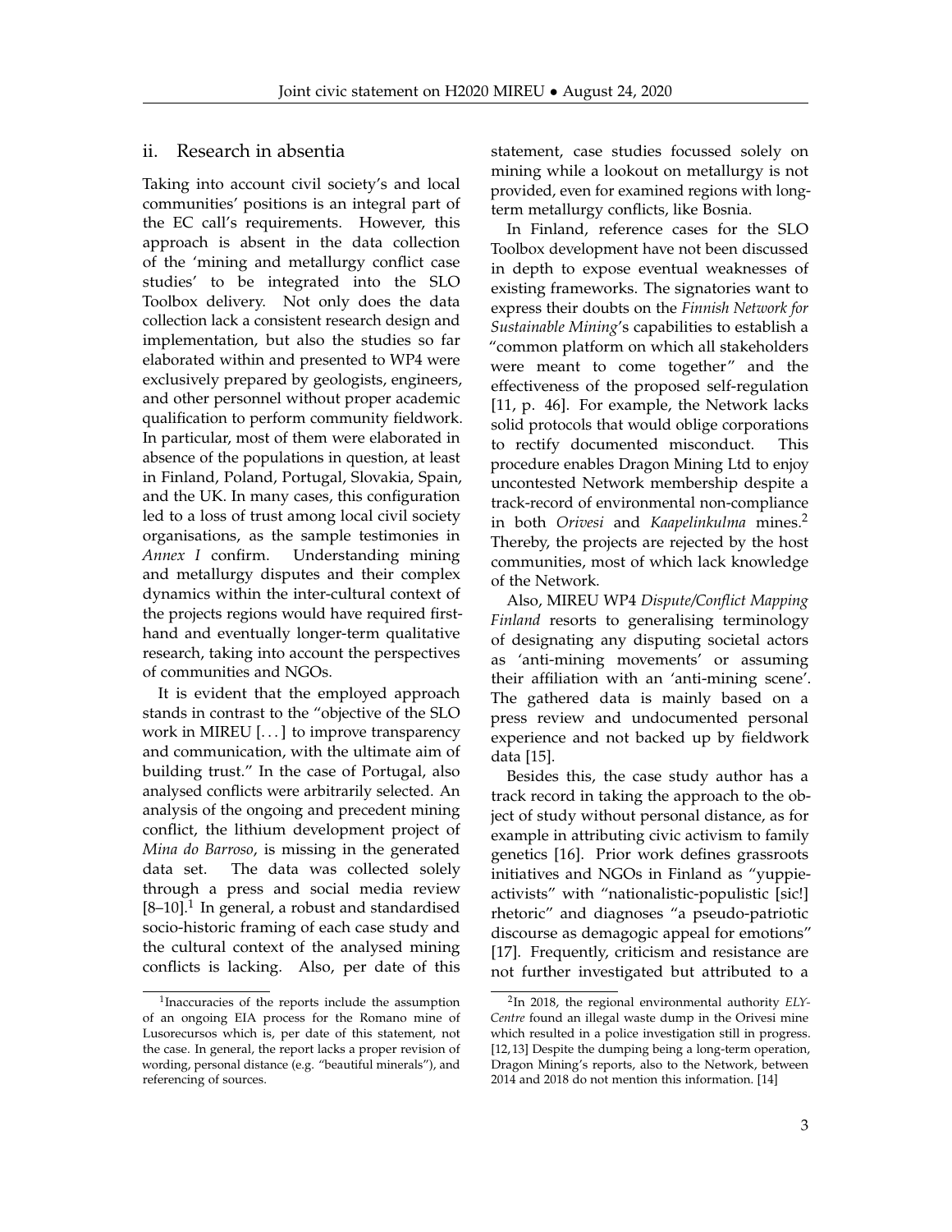## ii. Research in absentia

Taking into account civil society's and local communities' positions is an integral part of the EC call's requirements. However, this approach is absent in the data collection of the 'mining and metallurgy conflict case studies' to be integrated into the SLO Toolbox delivery. Not only does the data collection lack a consistent research design and implementation, but also the studies so far elaborated within and presented to WP4 were exclusively prepared by geologists, engineers, and other personnel without proper academic qualification to perform community fieldwork. In particular, most of them were elaborated in absence of the populations in question, at least in Finland, Poland, Portugal, Slovakia, Spain, and the UK. In many cases, this configuration led to a loss of trust among local civil society organisations, as the sample testimonies in *Annex I* confirm. Understanding mining and metallurgy disputes and their complex dynamics within the inter-cultural context of the projects regions would have required first-hand and eventually longer-term qualitative research, taking into account the perspectives of communities and NGOs.

It is evident that the employed approach stands in contrast to the "objective of the SLO work in MIREU [...] to improve transparency and communication, with the ultimate aim of building trust." In the case of Portugal, also analysed conflicts were arbitrarily selected. An analysis of the ongoing and precedent mining conflict, the lithium development project of *Mina do Barroso*, is missing in the generated data set. The data was collected solely through a press and social media review [8–10].[1] In general, a robust and standardised socio-historic framing of each case study and the cultural context of the analysed mining conflicts is lacking. Also, per date of this statement, case studies focussed solely on mining while a lookout on metallurgy is not provided, even for examined regions with long-term metallurgy conflicts, like Bosnia.

In Finland, reference cases for the SLO Toolbox development have not been discussed in depth to expose eventual weaknesses of existing frameworks. The signatories want to express their doubts on the *Finnish Network for Sustainable Mining*'s capabilities to establish a "common platform on which all stakeholders were meant to come together" and the effectiveness of the proposed self-regulation [11, p. 46]. For example, the Network lacks solid protocols that would oblige corporations to rectify documented misconduct. This procedure enables Dragon Mining Ltd to enjoy uncontested Network membership despite a track-record of environmental non-compliance in both *Orivesi* and *Kaapelinkulma* mines.[2] Thereby, the projects are rejected by the host communities, most of which lack knowledge of the Network.

Also, MIREU WP4 *Dispute/Conflict Mapping Finland* resorts to generalising terminology of designating any disputing societal actors as 'anti-mining movements' or assuming their affiliation with an 'anti-mining scene'. The gathered data is mainly based on a press review and undocumented personal experience and not backed up by fieldwork data [15].

Besides this, the case study author has a track record in taking the approach to the object of study without personal distance, as for example in attributing civic activism to family genetics [16]. Prior work defines grassroots initiatives and NGOs in Finland as "yuppie-activists" with "nationalistic-populistic [sic!] rhetoric" and diagnoses "a pseudo-patriotic discourse as demagogic appeal for emotions" [17]. Frequently, criticism and resistance are not further investigated but attributed to a

---

[1] Inaccuracies of the reports include the assumption of an ongoing EIA process for the Romano mine of Lusorecursos which is, per date of this statement, not the case. In general, the report lacks a proper revision of wording, personal distance (e.g. "beautiful minerals"), and referencing of sources.

[2] In 2018, the regional environmental authority *ELY-Centre* found an illegal waste dump in the Orivesi mine which resulted in a police investigation still in progress. [12, 13] Despite the dumping being a long-term operation, Dragon Mining's reports, also to the Network, between 2014 and 2018 do not mention this information. [14]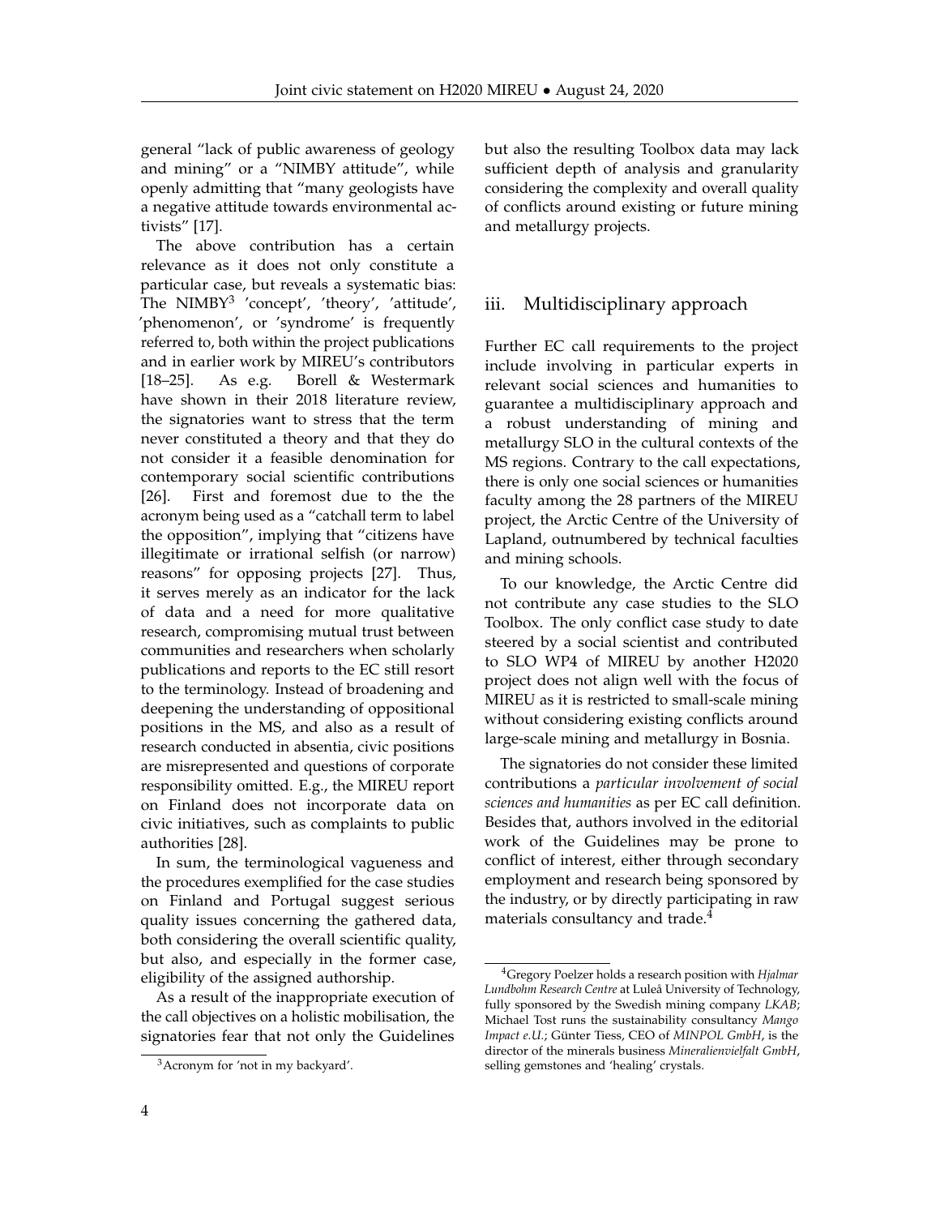general "lack of public awareness of geology and mining" or a "NIMBY attitude", while openly admitting that "many geologists have a negative attitude towards environmental activists" [17].

The above contribution has a certain relevance as it does not only constitute a particular case, but reveals a systematic bias: The NIMBY[3] 'concept', 'theory', 'attitude', 'phenomenon', or 'syndrome' is frequently referred to, both within the project publications and in earlier work by MIREU's contributors [18–25]. As e.g. Borell & Westermark have shown in their 2018 literature review, the signatories want to stress that the term never constituted a theory and that they do not consider it a feasible denomination for contemporary social scientific contributions [26]. First and foremost due to the the acronym being used as a "catchall term to label the opposition", implying that "citizens have illegitimate or irrational selfish (or narrow) reasons" for opposing projects [27]. Thus, it serves merely as an indicator for the lack of data and a need for more qualitative research, compromising mutual trust between communities and researchers when scholarly publications and reports to the EC still resort to the terminology. Instead of broadening and deepening the understanding of oppositional positions in the MS, and also as a result of research conducted in absentia, civic positions are misrepresented and questions of corporate responsibility omitted. E.g., the MIREU report on Finland does not incorporate data on civic initiatives, such as complaints to public authorities [28].

In sum, the terminological vagueness and the procedures exemplified for the case studies on Finland and Portugal suggest serious quality issues concerning the gathered data, both considering the overall scientific quality, but also, and especially in the former case, eligibility of the assigned authorship.

As a result of the inappropriate execution of the call objectives on a holistic mobilisation, the signatories fear that not only the Guidelines but also the resulting Toolbox data may lack sufficient depth of analysis and granularity considering the complexity and overall quality of conflicts around existing or future mining and metallurgy projects.

[3] Acronym for 'not in my backyard'.

## iii. Multidisciplinary approach

Further EC call requirements to the project include involving in particular experts in relevant social sciences and humanities to guarantee a multidisciplinary approach and a robust understanding of mining and metallurgy SLO in the cultural contexts of the MS regions. Contrary to the call expectations, there is only one social sciences or humanities faculty among the 28 partners of the MIREU project, the Arctic Centre of the University of Lapland, outnumbered by technical faculties and mining schools.

To our knowledge, the Arctic Centre did not contribute any case studies to the SLO Toolbox. The only conflict case study to date steered by a social scientist and contributed to SLO WP4 of MIREU by another H2020 project does not align well with the focus of MIREU as it is restricted to small-scale mining without considering existing conflicts around large-scale mining and metallurgy in Bosnia.

The signatories do not consider these limited contributions a *particular involvement of social sciences and humanities* as per EC call definition. Besides that, authors involved in the editorial work of the Guidelines may be prone to conflict of interest, either through secondary employment and research being sponsored by the industry, or by directly participating in raw materials consultancy and trade.[4]

[4] Gregory Poelzer holds a research position with *Hjalmar Lundbohm Research Centre* at Luleå University of Technology, fully sponsored by the Swedish mining company *LKAB*; Michael Tost runs the sustainability consultancy *Mango Impact e.U.*; Günter Tiess, CEO of *MINPOL GmbH*, is the director of the minerals business *Mineralienvielfalt GmbH*, selling gemstones and 'healing' crystals.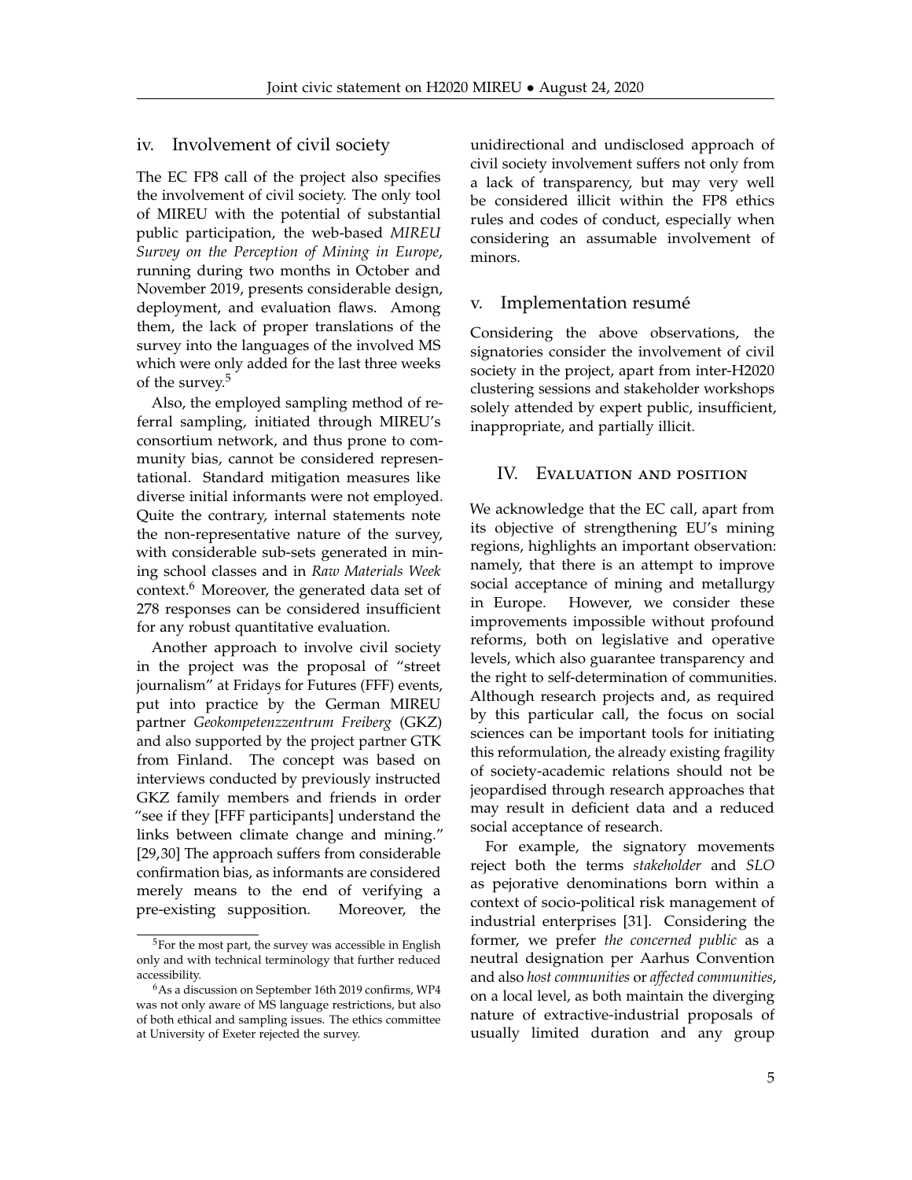### iv. Involvement of civil society

The EC FP8 call of the project also specifies the involvement of civil society. The only tool of MIREU with the potential of substantial public participation, the web-based *MIREU Survey on the Perception of Mining in Europe*, running during two months in October and November 2019, presents considerable design, deployment, and evaluation flaws. Among them, the lack of proper translations of the survey into the languages of the involved MS which were only added for the last three weeks of the survey.[5]

Also, the employed sampling method of referral sampling, initiated through MIREU's consortium network, and thus prone to community bias, cannot be considered representational. Standard mitigation measures like diverse initial informants were not employed. Quite the contrary, internal statements note the non-representative nature of the survey, with considerable sub-sets generated in mining school classes and in *Raw Materials Week* context.[6] Moreover, the generated data set of 278 responses can be considered insufficient for any robust quantitative evaluation.

Another approach to involve civil society in the project was the proposal of "street journalism" at Fridays for Futures (FFF) events, put into practice by the German MIREU partner *Geokompetenzzentrum Freiberg* (GKZ) and also supported by the project partner GTK from Finland. The concept was based on interviews conducted by previously instructed GKZ family members and friends in order "see if they [FFF participants] understand the links between climate change and mining." [29,30] The approach suffers from considerable confirmation bias, as informants are considered merely means to the end of verifying a pre-existing supposition. Moreover, the unidirectional and undisclosed approach of civil society involvement suffers not only from a lack of transparency, but may very well be considered illicit within the FP8 ethics rules and codes of conduct, especially when considering an assumable involvement of minors.

[5] For the most part, the survey was accessible in English only and with technical terminology that further reduced accessibility.

[6] As a discussion on September 16th 2019 confirms, WP4 was not only aware of MS language restrictions, but also of both ethical and sampling issues. The ethics committee at University of Exeter rejected the survey.

### v. Implementation resumé

Considering the above observations, the signatories consider the involvement of civil society in the project, apart from inter-H2020 clustering sessions and stakeholder workshops solely attended by expert public, insufficient, inappropriate, and partially illicit.

## IV. Evaluation and position

We acknowledge that the EC call, apart from its objective of strengthening EU's mining regions, highlights an important observation: namely, that there is an attempt to improve social acceptance of mining and metallurgy in Europe. However, we consider these improvements impossible without profound reforms, both on legislative and operative levels, which also guarantee transparency and the right to self-determination of communities. Although research projects and, as required by this particular call, the focus on social sciences can be important tools for initiating this reformulation, the already existing fragility of society-academic relations should not be jeopardised through research approaches that may result in deficient data and a reduced social acceptance of research.

For example, the signatory movements reject both the terms *stakeholder* and *SLO* as pejorative denominations born within a context of socio-political risk management of industrial enterprises [31]. Considering the former, we prefer *the concerned public* as a neutral designation per Aarhus Convention and also *host communities* or *affected communities*, on a local level, as both maintain the diverging nature of extractive-industrial proposals of usually limited duration and any group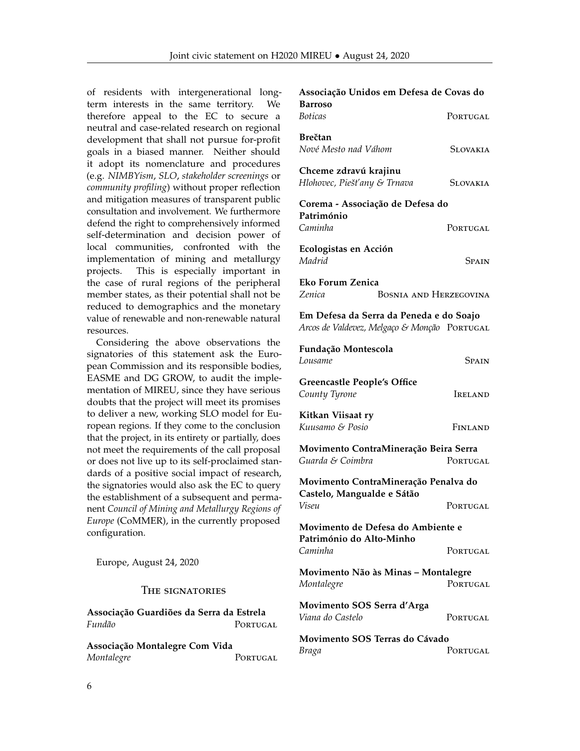of residents with intergenerational long-term interests in the same territory. We therefore appeal to the EC to secure a neutral and case-related research on regional development that shall not pursue for-profit goals in a biased manner. Neither should it adopt its nomenclature and procedures (e.g. *NIMBYism*, *SLO*, *stakeholder screenings* or *community profiling*) without proper reflection and mitigation measures of transparent public consultation and involvement. We furthermore defend the right to comprehensively informed self-determination and decision power of local communities, confronted with the implementation of mining and metallurgy projects. This is especially important in the case of rural regions of the peripheral member states, as their potential shall not be reduced to demographics and the monetary value of renewable and non-renewable natural resources.

Considering the above observations the signatories of this statement ask the European Commission and its responsible bodies, EASME and DG GROW, to audit the implementation of MIREU, since they have serious doubts that the project will meet its promises to deliver a new, working SLO model for European regions. If they come to the conclusion that the project, in its entirety or partially, does not meet the requirements of the call proposal or does not live up to its self-proclaimed standards of a positive social impact of research, the signatories would also ask the EC to query the establishment of a subsequent and permanent *Council of Mining and Metallurgy Regions of Europe* (CoMMER), in the currently proposed configuration.

Europe, August 24, 2020

## The signatories

**Associação Guardiões da Serra da Estrela**
*Fundão* — Portugal

**Associação Montalegre Com Vida**
*Montalegre* — Portugal

**Associação Unidos em Defesa de Covas do Barroso**
*Boticas* — Portugal

**Brečtan**
*Nové Mesto nad Váhom* — Slovakia

**Chceme zdravú krajinu**
*Hlohovec, Piešťany & Trnava* — Slovakia

**Corema - Associação de Defesa do Património**
*Caminha* — Portugal

**Ecologistas en Acción**
*Madrid* — Spain

**Eko Forum Zenica**
*Zenica* — Bosnia and Herzegovina

**Em Defesa da Serra da Peneda e do Soajo**
*Arcos de Valdevez, Melgaço & Monção* — Portugal

**Fundação Montescola**
*Lousame* — Spain

**Greencastle People's Office**
*County Tyrone* — Ireland

**Kitkan Viisaat ry**
*Kuusamo & Posio* — Finland

**Movimento ContraMineração Beira Serra**
*Guarda & Coimbra* — Portugal

**Movimento ContraMineração Penalva do Castelo, Mangualde e Sátão**
*Viseu* — Portugal

**Movimento de Defesa do Ambiente e Património do Alto-Minho**
*Caminha* — Portugal

**Movimento Não às Minas – Montalegre**
*Montalegre* — Portugal

**Movimento SOS Serra d'Arga**
*Viana do Castelo* — Portugal

**Movimento SOS Terras do Cávado**
*Braga* — Portugal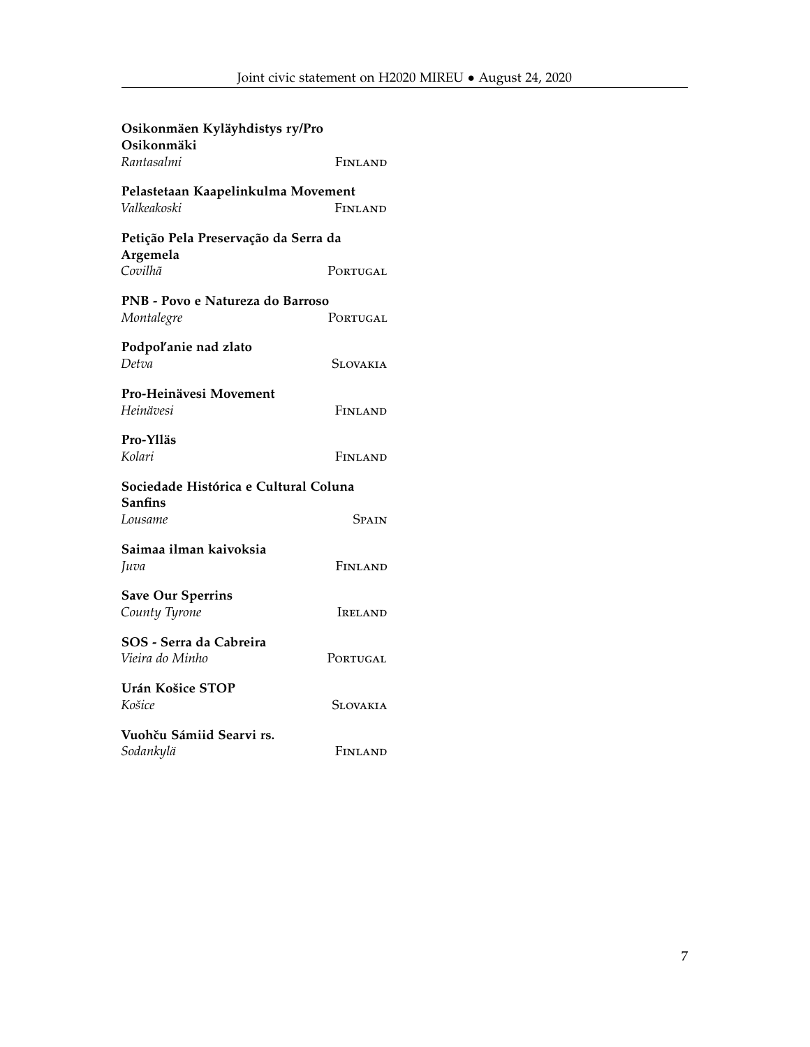**Osikonmäen Kyläyhdistys ry/Pro Osikonmäki**
*Rantasalmi* FINLAND

**Pelastetaan Kaapelinkulma Movement**
*Valkeakoski* FINLAND

**Petição Pela Preservação da Serra da Argemela**
*Covilhã* PORTUGAL

**PNB - Povo e Natureza do Barroso**
*Montalegre* PORTUGAL

**Podpoľanie nad zlato**
*Detva* SLOVAKIA

**Pro-Heinävesi Movement**
*Heinävesi* FINLAND

**Pro-Ylläs**
*Kolari* FINLAND

**Sociedade Histórica e Cultural Coluna Sanfins**
*Lousame* SPAIN

**Saimaa ilman kaivoksia**
*Juva* FINLAND

**Save Our Sperrins**
*County Tyrone* IRELAND

**SOS - Serra da Cabreira**
*Vieira do Minho* PORTUGAL

**Urán Košice STOP**
*Košice* SLOVAKIA

**Vuohču Sámiid Searvi rs.**
*Sodankylä* FINLAND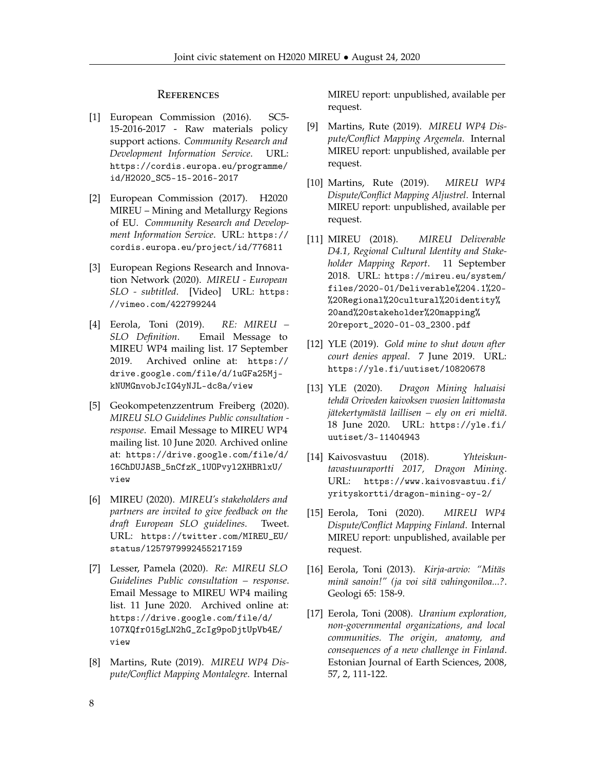## References

[1] European Commission (2016). SC5-15-2016-2017 - Raw materials policy support actions. *Community Research and Development Information Service*. URL: https://cordis.europa.eu/programme/id/H2020_SC5-15-2016-2017

[2] European Commission (2017). H2020 MIREU – Mining and Metallurgy Regions of EU. *Community Research and Development Information Service*. URL: https://cordis.europa.eu/project/id/776811

[3] European Regions Research and Innovation Network (2020). *MIREU - European SLO - subtitled*. [Video] URL: https://vimeo.com/422799244

[4] Eerola, Toni (2019). *RE: MIREU – SLO Definition*. Email Message to MIREU WP4 mailing list. 17 September 2019. Archived online at: https://drive.google.com/file/d/1uGFa25Mj-kNUMGnvobJcIG4yNJL-dc8a/view

[5] Geokompetenzzentrum Freiberg (2020). *MIREU SLO Guidelines Public consultation - response*. Email Message to MIREU WP4 mailing list. 10 June 2020. Archived online at: https://drive.google.com/file/d/16ChDUJASB_5nCfzK_1UOPvyl2XHBRlxU/view

[6] MIREU (2020). *MIREU's stakeholders and partners are invited to give feedback on the draft European SLO guidelines*. Tweet. URL: https://twitter.com/MIREU_EU/status/1257979992455217159

[7] Lesser, Pamela (2020). *Re: MIREU SLO Guidelines Public consultation – response*. Email Message to MIREU WP4 mailing list. 11 June 2020. Archived online at: https://drive.google.com/file/d/107XQfr015gLN2hG_ZcIg9poDjtUpVb4E/view

[8] Martins, Rute (2019). *MIREU WP4 Dispute/Conflict Mapping Montalegre*. Internal MIREU report: unpublished, available per request.

[9] Martins, Rute (2019). *MIREU WP4 Dispute/Conflict Mapping Argemela*. Internal MIREU report: unpublished, available per request.

[10] Martins, Rute (2019). *MIREU WP4 Dispute/Conflict Mapping Aljustrel*. Internal MIREU report: unpublished, available per request.

[11] MIREU (2018). *MIREU Deliverable D4.1, Regional Cultural Identity and Stakeholder Mapping Report*. 11 September 2018. URL: https://mireu.eu/system/files/2020-01/Deliverable%204.1%20-%20Regional%20cultural%20identity%20and%20stakeholder%20mapping%20report_2020-01-03_2300.pdf

[12] YLE (2019). *Gold mine to shut down after court denies appeal*. 7 June 2019. URL: https://yle.fi/uutiset/10820678

[13] YLE (2020). *Dragon Mining haluaisi tehdä Oriveden kaivoksen vuosien laittomasta jätekertymästä laillisen – ely on eri mieltä*. 18 June 2020. URL: https://yle.fi/uutiset/3-11404943

[14] Kaivosvastuu (2018). *Yhteiskuntavastuuraportti 2017, Dragon Mining*. URL: https://www.kaivosvastuu.fi/yrityskortti/dragon-mining-oy-2/

[15] Eerola, Toni (2020). *MIREU WP4 Dispute/Conflict Mapping Finland*. Internal MIREU report: unpublished, available per request.

[16] Eerola, Toni (2013). *Kirja-arvio: "Mitäs minä sanoin!" (ja voi sitä vahingoniloa...?*. Geologi 65: 158-9.

[17] Eerola, Toni (2008). *Uranium exploration, non-governmental organizations, and local communities. The origin, anatomy, and consequences of a new challenge in Finland*. Estonian Journal of Earth Sciences, 2008, 57, 2, 111-122.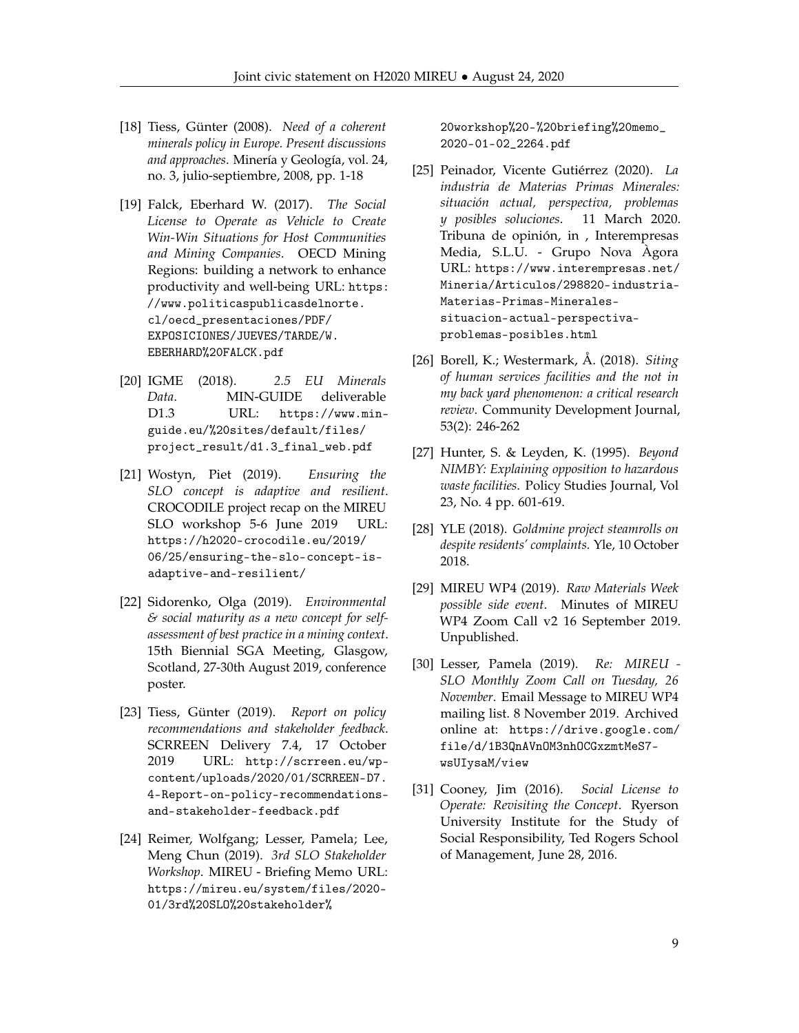[18] Tiess, Günter (2008). *Need of a coherent minerals policy in Europe. Present discussions and approaches*. Minería y Geología, vol. 24, no. 3, julio-septiembre, 2008, pp. 1-18

[19] Falck, Eberhard W. (2017). *The Social License to Operate as Vehicle to Create Win-Win Situations for Host Communities and Mining Companies*. OECD Mining Regions: building a network to enhance productivity and well-being URL: https://www.politicaspublicasdelnorte.cl/oecd_presentaciones/PDF/EXPOSICIONES/JUEVES/TARDE/W.EBERHARD%20FALCK.pdf

[20] IGME (2018). *2.5 EU Minerals Data*. MIN-GUIDE deliverable D1.3 URL: https://www.min-guide.eu/%20sites/default/files/project_result/d1.3_final_web.pdf

[21] Wostyn, Piet (2019). *Ensuring the SLO concept is adaptive and resilient*. CROCODILE project recap on the MIREU SLO workshop 5-6 June 2019 URL: https://h2020-crocodile.eu/2019/06/25/ensuring-the-slo-concept-is-adaptive-and-resilient/

[22] Sidorenko, Olga (2019). *Environmental & social maturity as a new concept for self-assessment of best practice in a mining context*. 15th Biennial SGA Meeting, Glasgow, Scotland, 27-30th August 2019, conference poster.

[23] Tiess, Günter (2019). *Report on policy recommendations and stakeholder feedback*. SCRREEN Delivery 7.4, 17 October 2019 URL: http://scrreen.eu/wp-content/uploads/2020/01/SCRREEN-D7.4-Report-on-policy-recommendations-and-stakeholder-feedback.pdf

[24] Reimer, Wolfgang; Lesser, Pamela; Lee, Meng Chun (2019). *3rd SLO Stakeholder Workshop*. MIREU - Briefing Memo URL: https://mireu.eu/system/files/2020-01/3rd%20SLO%20stakeholder%20workshop%20-%20briefing%20memo_2020-01-02_2264.pdf

[25] Peinador, Vicente Gutiérrez (2020). *La industria de Materias Primas Minerales: situación actual, perspectiva, problemas y posibles soluciones*. 11 March 2020. Tribuna de opinión, in , Interempresas Media, S.L.U. - Grupo Nova Àgora URL: https://www.interempresas.net/Mineria/Articulos/298820-industria-Materias-Primas-Minerales-situacion-actual-perspectiva-problemas-posibles.html

[26] Borell, K.; Westermark, Å. (2018). *Siting of human services facilities and the not in my back yard phenomenon: a critical research review*. Community Development Journal, 53(2): 246-262

[27] Hunter, S. & Leyden, K. (1995). *Beyond NIMBY: Explaining opposition to hazardous waste facilities*. Policy Studies Journal, Vol 23, No. 4 pp. 601-619.

[28] YLE (2018). *Goldmine project steamrolls on despite residents' complaints*. Yle, 10 October 2018.

[29] MIREU WP4 (2019). *Raw Materials Week possible side event*. Minutes of MIREU WP4 Zoom Call v2 16 September 2019. Unpublished.

[30] Lesser, Pamela (2019). *Re: MIREU - SLO Monthly Zoom Call on Tuesday, 26 November*. Email Message to MIREU WP4 mailing list. 8 November 2019. Archived online at: https://drive.google.com/file/d/1B3QnAVnOM3nhOCGxzmtMeS7-wsUIysaM/view

[31] Cooney, Jim (2016). *Social License to Operate: Revisiting the Concept*. Ryerson University Institute for the Study of Social Responsibility, Ted Rogers School of Management, June 28, 2016.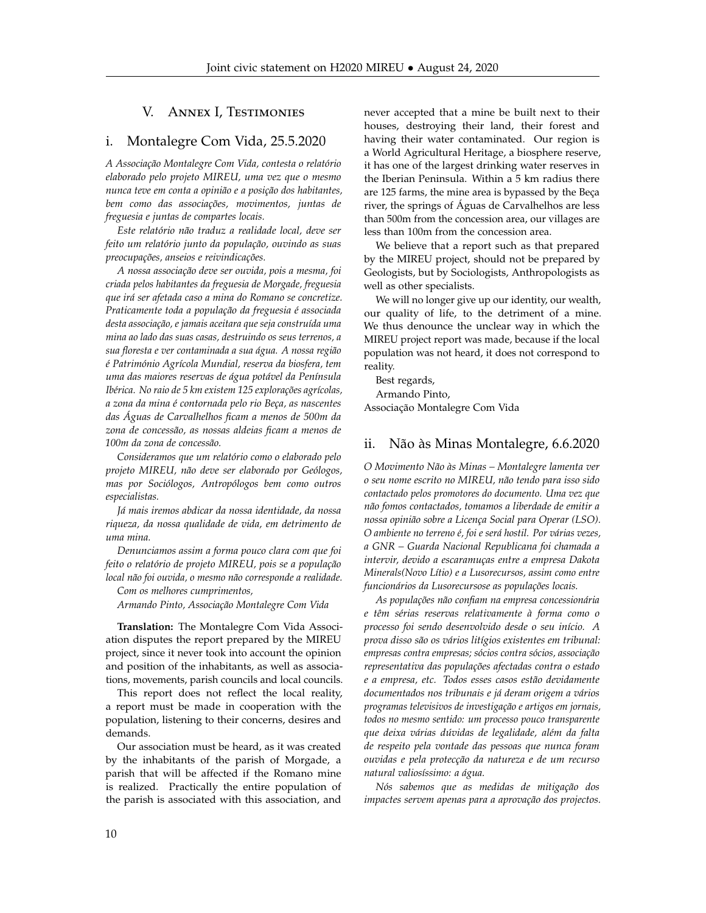## V. Annex I, Testimonies

### i. Montalegre Com Vida, 25.5.2020

*A Associação Montalegre Com Vida, contesta o relatório elaborado pelo projeto MIREU, uma vez que o mesmo nunca teve em conta a opinião e a posição dos habitantes, bem como das associações, movimentos, juntas de freguesia e juntas de compartes locais.*

*Este relatório não traduz a realidade local, deve ser feito um relatório junto da população, ouvindo as suas preocupações, anseios e reivindicações.*

*A nossa associação deve ser ouvida, pois a mesma, foi criada pelos habitantes da freguesia de Morgade, freguesia que irá ser afetada caso a mina do Romano se concretize. Praticamente toda a população da freguesia é associada desta associação, e jamais aceitara que seja construída uma mina ao lado das suas casas, destruindo os seus terrenos, a sua floresta e ver contaminada a sua água. A nossa região é Património Agrícola Mundial, reserva da biosfera, tem uma das maiores reservas de água potável da Península Ibérica. No raio de 5 km existem 125 explorações agrícolas, a zona da mina é contornada pelo rio Beça, as nascentes das Águas de Carvalhelhos ficam a menos de 500m da zona de concessão, as nossas aldeias ficam a menos de 100m da zona de concessão.*

*Consideramos que um relatório como o elaborado pelo projeto MIREU, não deve ser elaborado por Geólogos, mas por Sociólogos, Antropólogos bem como outros especialistas.*

*Já mais iremos abdicar da nossa identidade, da nossa riqueza, da nossa qualidade de vida, em detrimento de uma mina.*

*Denunciamos assim a forma pouco clara com que foi feito o relatório de projeto MIREU, pois se a população local não foi ouvida, o mesmo não corresponde a realidade.*

*Com os melhores cumprimentos,*

*Armando Pinto, Associação Montalegre Com Vida*

**Translation:** The Montalegre Com Vida Association disputes the report prepared by the MIREU project, since it never took into account the opinion and position of the inhabitants, as well as associations, movements, parish councils and local councils.

This report does not reflect the local reality, a report must be made in cooperation with the population, listening to their concerns, desires and demands.

Our association must be heard, as it was created by the inhabitants of the parish of Morgade, a parish that will be affected if the Romano mine is realized. Practically the entire population of the parish is associated with this association, and never accepted that a mine be built next to their houses, destroying their land, their forest and having their water contaminated. Our region is a World Agricultural Heritage, a biosphere reserve, it has one of the largest drinking water reserves in the Iberian Peninsula. Within a 5 km radius there are 125 farms, the mine area is bypassed by the Beça river, the springs of Águas de Carvalhelhos are less than 500m from the concession area, our villages are less than 100m from the concession area.

We believe that a report such as that prepared by the MIREU project, should not be prepared by Geologists, but by Sociologists, Anthropologists as well as other specialists.

We will no longer give up our identity, our wealth, our quality of life, to the detriment of a mine. We thus denounce the unclear way in which the MIREU project report was made, because if the local population was not heard, it does not correspond to reality.

Best regards,

Armando Pinto,
Associação Montalegre Com Vida

### ii. Não às Minas Montalegre, 6.6.2020

*O Movimento Não às Minas – Montalegre lamenta ver o seu nome escrito no MIREU, não tendo para isso sido contactado pelos promotores do documento. Uma vez que não fomos contactados, tomamos a liberdade de emitir a nossa opinião sobre a Licença Social para Operar (LSO). O ambiente no terreno é, foi e será hostil. Por várias vezes, a GNR – Guarda Nacional Republicana foi chamada a intervir, devido a escaramuças entre a empresa Dakota Minerals(Novo Lítio) e a Lusorecursos, assim como entre funcionários da Lusorecursose as populações locais.*

*As populações não confiam na empresa concessionária e têm sérias reservas relativamente à forma como o processo foi sendo desenvolvido desde o seu início. A prova disso são os vários litígios existentes em tribunal: empresas contra empresas; sócios contra sócios, associação representativa das populações afectadas contra o estado e a empresa, etc. Todos esses casos estão devidamente documentados nos tribunais e já deram origem a vários programas televisivos de investigação e artigos em jornais, todos no mesmo sentido: um processo pouco transparente que deixa várias dúvidas de legalidade, além da falta de respeito pela vontade das pessoas que nunca foram ouvidas e pela protecção da natureza e de um recurso natural valiosíssimo: a água.*

*Nós sabemos que as medidas de mitigação dos impactes servem apenas para a aprovação dos projectos.*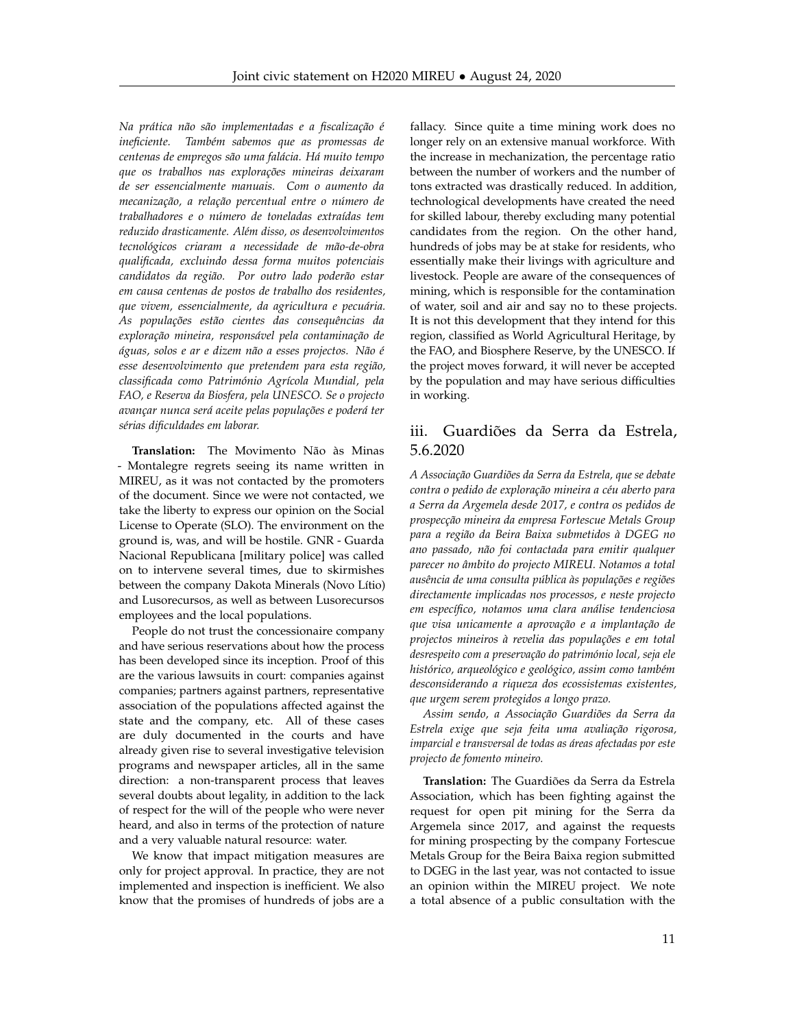*Na prática não são implementadas e a fiscalização é ineficiente. Também sabemos que as promessas de centenas de empregos são uma falácia. Há muito tempo que os trabalhos nas explorações mineiras deixaram de ser essencialmente manuais. Com o aumento da mecanização, a relação percentual entre o número de trabalhadores e o número de toneladas extraídas tem reduzido drasticamente. Além disso, os desenvolvimentos tecnológicos criaram a necessidade de mão-de-obra qualificada, excluindo dessa forma muitos potenciais candidatos da região. Por outro lado poderão estar em causa centenas de postos de trabalho dos residentes, que vivem, essencialmente, da agricultura e pecuária. As populações estão cientes das consequências da exploração mineira, responsável pela contaminação de águas, solos e ar e dizem não a esses projectos. Não é esse desenvolvimento que pretendem para esta região, classificada como Património Agrícola Mundial, pela FAO, e Reserva da Biosfera, pela UNESCO. Se o projecto avançar nunca será aceite pelas populações e poderá ter sérias dificuldades em laborar.*

**Translation:** The Movimento Não às Minas - Montalegre regrets seeing its name written in MIREU, as it was not contacted by the promoters of the document. Since we were not contacted, we take the liberty to express our opinion on the Social License to Operate (SLO). The environment on the ground is, was, and will be hostile. GNR - Guarda Nacional Republicana [military police] was called on to intervene several times, due to skirmishes between the company Dakota Minerals (Novo Lítio) and Lusorecursos, as well as between Lusorecursos employees and the local populations.

People do not trust the concessionaire company and have serious reservations about how the process has been developed since its inception. Proof of this are the various lawsuits in court: companies against companies; partners against partners, representative association of the populations affected against the state and the company, etc. All of these cases are duly documented in the courts and have already given rise to several investigative television programs and newspaper articles, all in the same direction: a non-transparent process that leaves several doubts about legality, in addition to the lack of respect for the will of the people who were never heard, and also in terms of the protection of nature and a very valuable natural resource: water.

We know that impact mitigation measures are only for project approval. In practice, they are not implemented and inspection is inefficient. We also know that the promises of hundreds of jobs are a fallacy. Since quite a time mining work does no longer rely on an extensive manual workforce. With the increase in mechanization, the percentage ratio between the number of workers and the number of tons extracted was drastically reduced. In addition, technological developments have created the need for skilled labour, thereby excluding many potential candidates from the region. On the other hand, hundreds of jobs may be at stake for residents, who essentially make their livings with agriculture and livestock. People are aware of the consequences of mining, which is responsible for the contamination of water, soil and air and say no to these projects. It is not this development that they intend for this region, classified as World Agricultural Heritage, by the FAO, and Biosphere Reserve, by the UNESCO. If the project moves forward, it will never be accepted by the population and may have serious difficulties in working.

## iii. Guardiões da Serra da Estrela, 5.6.2020

*A Associação Guardiões da Serra da Estrela, que se debate contra o pedido de exploração mineira a céu aberto para a Serra da Argemela desde 2017, e contra os pedidos de prospecção mineira da empresa Fortescue Metals Group para a região da Beira Baixa submetidos à DGEG no ano passado, não foi contactada para emitir qualquer parecer no âmbito do projecto MIREU. Notamos a total ausência de uma consulta pública às populações e regiões directamente implicadas nos processos, e neste projecto em específico, notamos uma clara análise tendenciosa que visa unicamente a aprovação e a implantação de projectos mineiros à revelia das populações e em total desrespeito com a preservação do património local, seja ele histórico, arqueológico e geológico, assim como também desconsiderando a riqueza dos ecossistemas existentes, que urgem serem protegidos a longo prazo.*

*Assim sendo, a Associação Guardiões da Serra da Estrela exige que seja feita uma avaliação rigorosa, imparcial e transversal de todas as áreas afectadas por este projecto de fomento mineiro.*

**Translation:** The Guardiões da Serra da Estrela Association, which has been fighting against the request for open pit mining for the Serra da Argemela since 2017, and against the requests for mining prospecting by the company Fortescue Metals Group for the Beira Baixa region submitted to DGEG in the last year, was not contacted to issue an opinion within the MIREU project. We note a total absence of a public consultation with the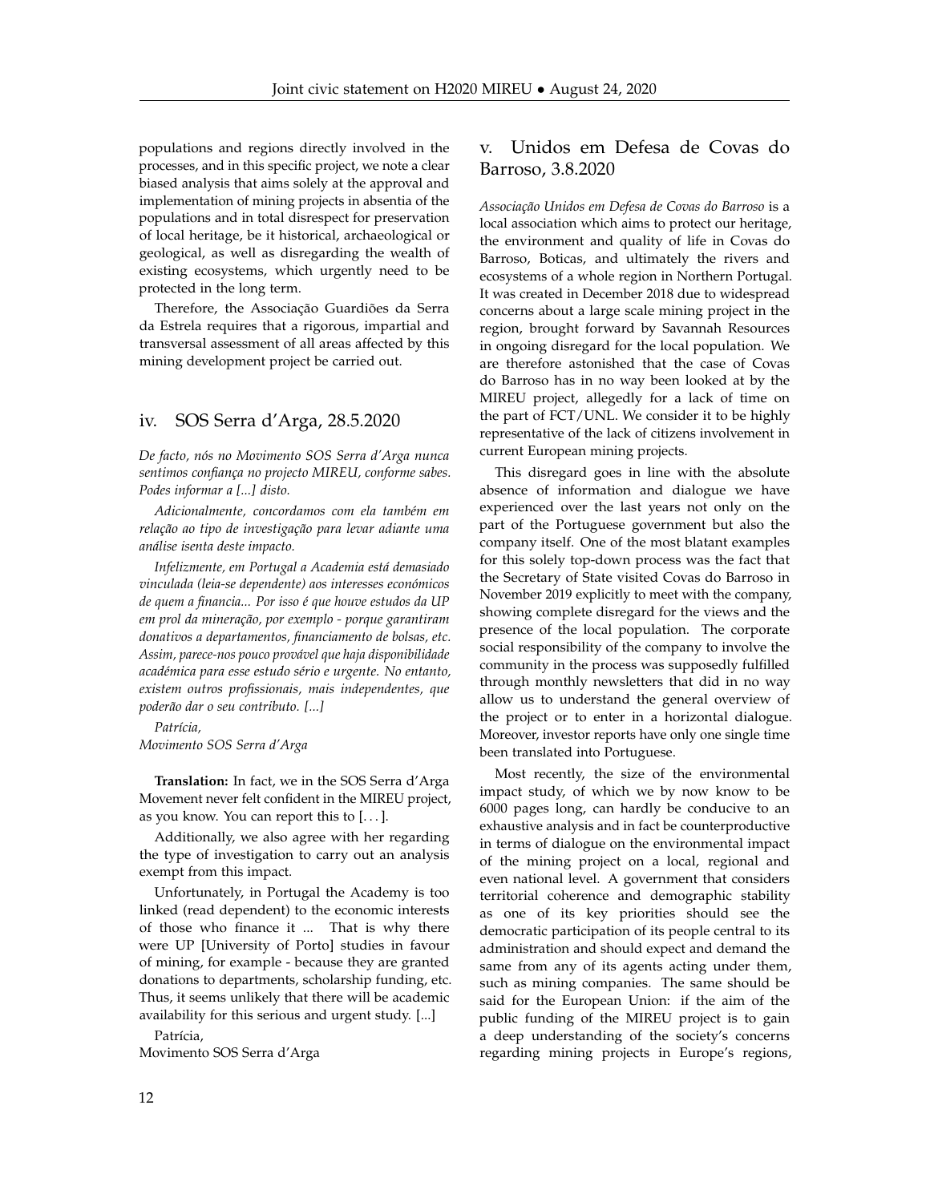populations and regions directly involved in the processes, and in this specific project, we note a clear biased analysis that aims solely at the approval and implementation of mining projects in absentia of the populations and in total disrespect for preservation of local heritage, be it historical, archaeological or geological, as well as disregarding the wealth of existing ecosystems, which urgently need to be protected in the long term.

Therefore, the Associação Guardiões da Serra da Estrela requires that a rigorous, impartial and transversal assessment of all areas affected by this mining development project be carried out.

## iv. SOS Serra d'Arga, 28.5.2020

*De facto, nós no Movimento SOS Serra d'Arga nunca sentimos confiança no projecto MIREU, conforme sabes. Podes informar a [...] disto.*

*Adicionalmente, concordamos com ela também em relação ao tipo de investigação para levar adiante uma análise isenta deste impacto.*

*Infelizmente, em Portugal a Academia está demasiado vinculada (leia-se dependente) aos interesses económicos de quem a financia... Por isso é que houve estudos da UP em prol da mineração, por exemplo - porque garantiram donativos a departamentos, financiamento de bolsas, etc. Assim, parece-nos pouco provável que haja disponibilidade académica para esse estudo sério e urgente. No entanto, existem outros profissionais, mais independentes, que poderão dar o seu contributo. [...]*

*Patrícia,*
*Movimento SOS Serra d'Arga*

**Translation:** In fact, we in the SOS Serra d'Arga Movement never felt confident in the MIREU project, as you know. You can report this to [. . . ].

Additionally, we also agree with her regarding the type of investigation to carry out an analysis exempt from this impact.

Unfortunately, in Portugal the Academy is too linked (read dependent) to the economic interests of those who finance it ... That is why there were UP [University of Porto] studies in favour of mining, for example - because they are granted donations to departments, scholarship funding, etc. Thus, it seems unlikely that there will be academic availability for this serious and urgent study. [...]

Patrícia,
Movimento SOS Serra d'Arga

## v. Unidos em Defesa de Covas do Barroso, 3.8.2020

*Associação Unidos em Defesa de Covas do Barroso* is a local association which aims to protect our heritage, the environment and quality of life in Covas do Barroso, Boticas, and ultimately the rivers and ecosystems of a whole region in Northern Portugal. It was created in December 2018 due to widespread concerns about a large scale mining project in the region, brought forward by Savannah Resources in ongoing disregard for the local population. We are therefore astonished that the case of Covas do Barroso has in no way been looked at by the MIREU project, allegedly for a lack of time on the part of FCT/UNL. We consider it to be highly representative of the lack of citizens involvement in current European mining projects.

This disregard goes in line with the absolute absence of information and dialogue we have experienced over the last years not only on the part of the Portuguese government but also the company itself. One of the most blatant examples for this solely top-down process was the fact that the Secretary of State visited Covas do Barroso in November 2019 explicitly to meet with the company, showing complete disregard for the views and the presence of the local population. The corporate social responsibility of the company to involve the community in the process was supposedly fulfilled through monthly newsletters that did in no way allow us to understand the general overview of the project or to enter in a horizontal dialogue. Moreover, investor reports have only one single time been translated into Portuguese.

Most recently, the size of the environmental impact study, of which we by now know to be 6000 pages long, can hardly be conducive to an exhaustive analysis and in fact be counterproductive in terms of dialogue on the environmental impact of the mining project on a local, regional and even national level. A government that considers territorial coherence and demographic stability as one of its key priorities should see the democratic participation of its people central to its administration and should expect and demand the same from any of its agents acting under them, such as mining companies. The same should be said for the European Union: if the aim of the public funding of the MIREU project is to gain a deep understanding of the society's concerns regarding mining projects in Europe's regions,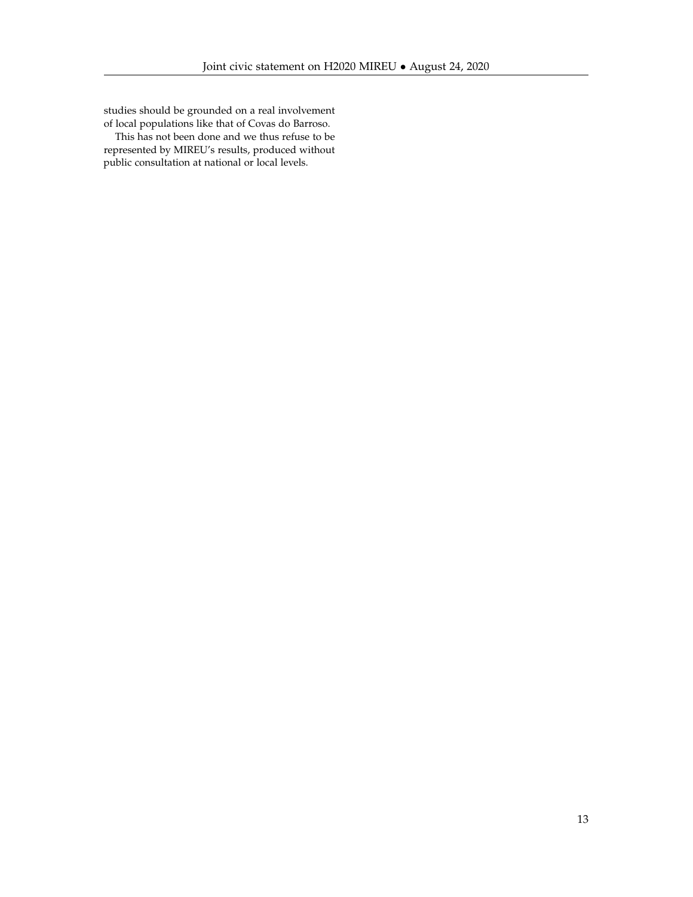studies should be grounded on a real involvement of local populations like that of Covas do Barroso.

This has not been done and we thus refuse to be represented by MIREU's results, produced without public consultation at national or local levels.